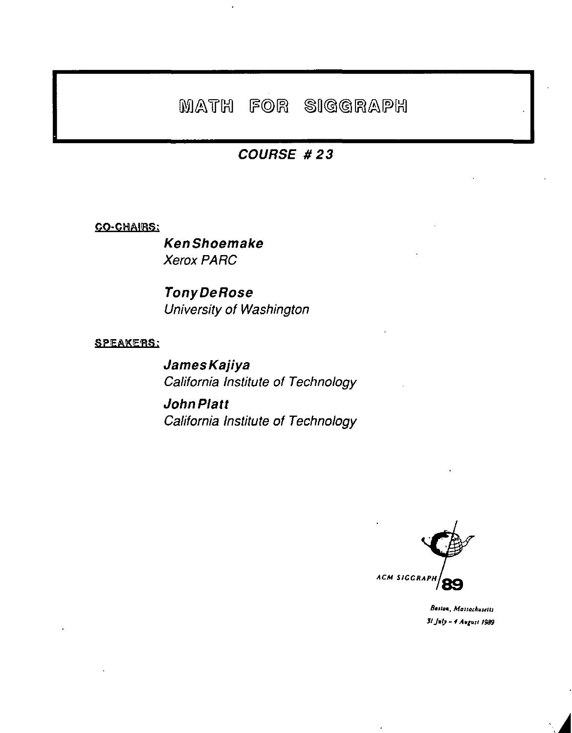# MATH FOR SIGGRAPH

## COURSE # 23

**CO-CHAIRS:**

**Ken Shoemake**
*Xerox PARC*

**Tony DeRose**
*University of Washington*

**SPEAKERS:**

**James Kajiya**
*California Institute of Technology*

**John Platt**
*California Institute of Technology*

ACM SIGGRAPH 89

*Boston, Massachusetts*
*31 July – 4 August 1989*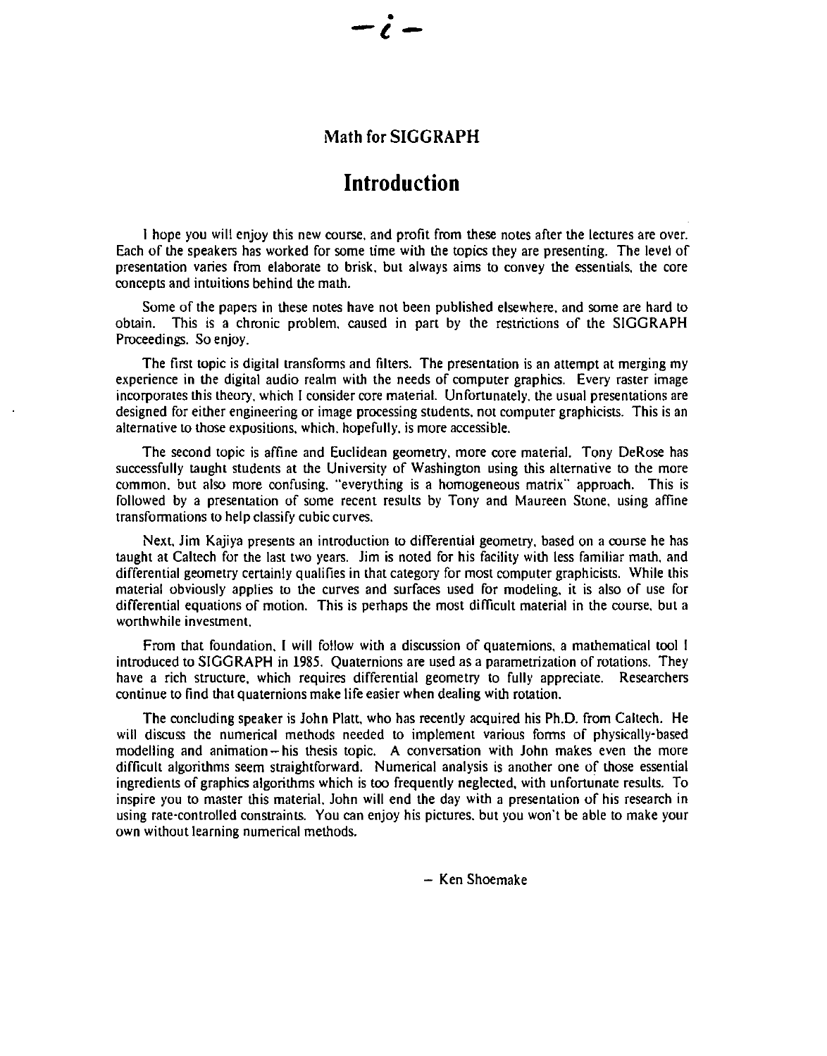## Math for SIGGRAPH

# Introduction

I hope you will enjoy this new course, and profit from these notes after the lectures are over. Each of the speakers has worked for some time with the topics they are presenting. The level of presentation varies from elaborate to brisk, but always aims to convey the essentials, the core concepts and intuitions behind the math.

Some of the papers in these notes have not been published elsewhere, and some are hard to obtain. This is a chronic problem, caused in part by the restrictions of the SIGGRAPH Proceedings. So enjoy.

The first topic is digital transforms and filters. The presentation is an attempt at merging my experience in the digital audio realm with the needs of computer graphics. Every raster image incorporates this theory, which I consider core material. Unfortunately, the usual presentations are designed for either engineering or image processing students, not computer graphicists. This is an alternative to those expositions, which, hopefully, is more accessible.

The second topic is affine and Euclidean geometry, more core material. Tony DeRose has successfully taught students at the University of Washington using this alternative to the more common, but also more confusing, "everything is a homogeneous matrix" approach. This is followed by a presentation of some recent results by Tony and Maureen Stone, using affine transformations to help classify cubic curves.

Next, Jim Kajiya presents an introduction to differential geometry, based on a course he has taught at Caltech for the last two years. Jim is noted for his facility with less familiar math, and differential geometry certainly qualifies in that category for most computer graphicists. While this material obviously applies to the curves and surfaces used for modeling, it is also of use for differential equations of motion. This is perhaps the most difficult material in the course, but a worthwhile investment.

From that foundation, I will follow with a discussion of quaternions, a mathematical tool I introduced to SIGGRAPH in 1985. Quaternions are used as a parametrization of rotations. They have a rich structure, which requires differential geometry to fully appreciate. Researchers continue to find that quaternions make life easier when dealing with rotation.

The concluding speaker is John Platt, who has recently acquired his Ph.D. from Caltech. He will discuss the numerical methods needed to implement various forms of physically-based modelling and animation -- his thesis topic. A conversation with John makes even the more difficult algorithms seem straightforward. Numerical analysis is another one of those essential ingredients of graphics algorithms which is too frequently neglected, with unfortunate results. To inspire you to master this material, John will end the day with a presentation of his research in using rate-controlled constraints. You can enjoy his pictures, but you won't be able to make your own without learning numerical methods.

– Ken Shoemake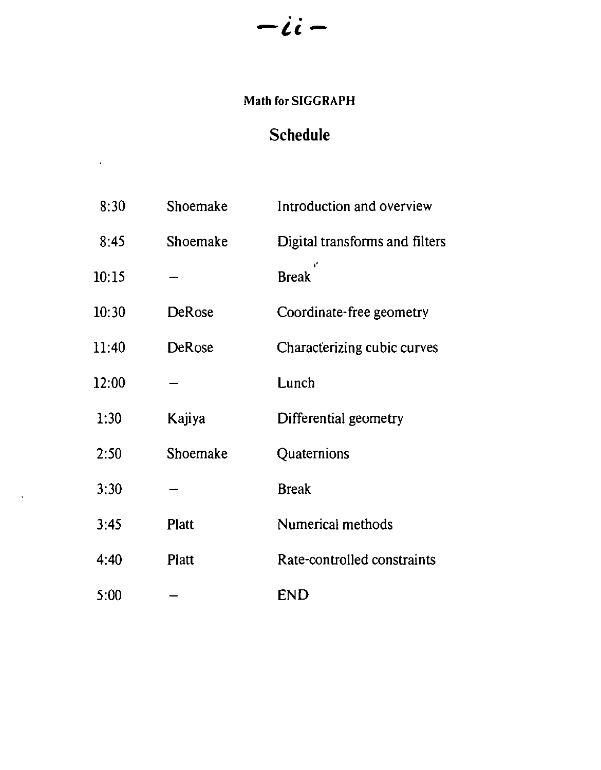**Math for SIGGRAPH**

## Schedule

| | | |
|---|---|---|
| 8:30 | Shoemake | Introduction and overview |
| 8:45 | Shoemake | Digital transforms and filters |
| 10:15 | – | Break |
| 10:30 | DeRose | Coordinate-free geometry |
| 11:40 | DeRose | Characterizing cubic curves |
| 12:00 | – | Lunch |
| 1:30 | Kajiya | Differential geometry |
| 2:50 | Shoemake | Quaternions |
| 3:30 | – | Break |
| 3:45 | Platt | Numerical methods |
| 4:40 | Platt | Rate-controlled constraints |
| 5:00 | – | END |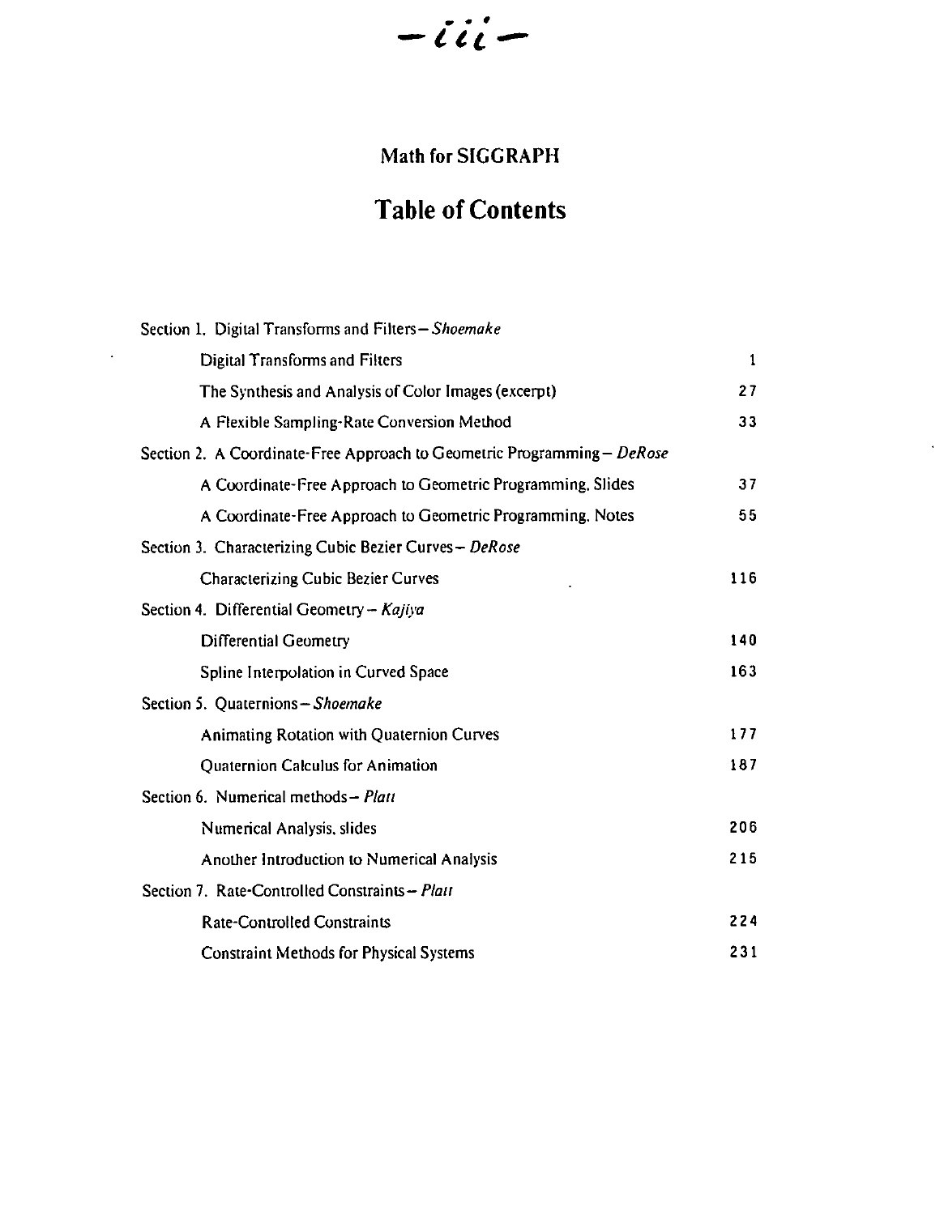# Math for SIGGRAPH

## Table of Contents

| | |
|---|---|
| Section 1. Digital Transforms and Filters – *Shoemake* | |
| Digital Transforms and Filters | 1 |
| The Synthesis and Analysis of Color Images (excerpt) | 27 |
| A Flexible Sampling-Rate Conversion Method | 33 |
| Section 2. A Coordinate-Free Approach to Geometric Programming – *DeRose* | |
| A Coordinate-Free Approach to Geometric Programming, Slides | 37 |
| A Coordinate-Free Approach to Geometric Programming, Notes | 55 |
| Section 3. Characterizing Cubic Bezier Curves – *DeRose* | |
| Characterizing Cubic Bezier Curves | 116 |
| Section 4. Differential Geometry – *Kajiya* | |
| Differential Geometry | 140 |
| Spline Interpolation in Curved Space | 163 |
| Section 5. Quaternions – *Shoemake* | |
| Animating Rotation with Quaternion Curves | 177 |
| Quaternion Calculus for Animation | 187 |
| Section 6. Numerical methods – *Platt* | |
| Numerical Analysis, slides | 206 |
| Another Introduction to Numerical Analysis | 215 |
| Section 7. Rate-Controlled Constraints – *Platt* | |
| Rate-Controlled Constraints | 224 |
| Constraint Methods for Physical Systems | 231 |